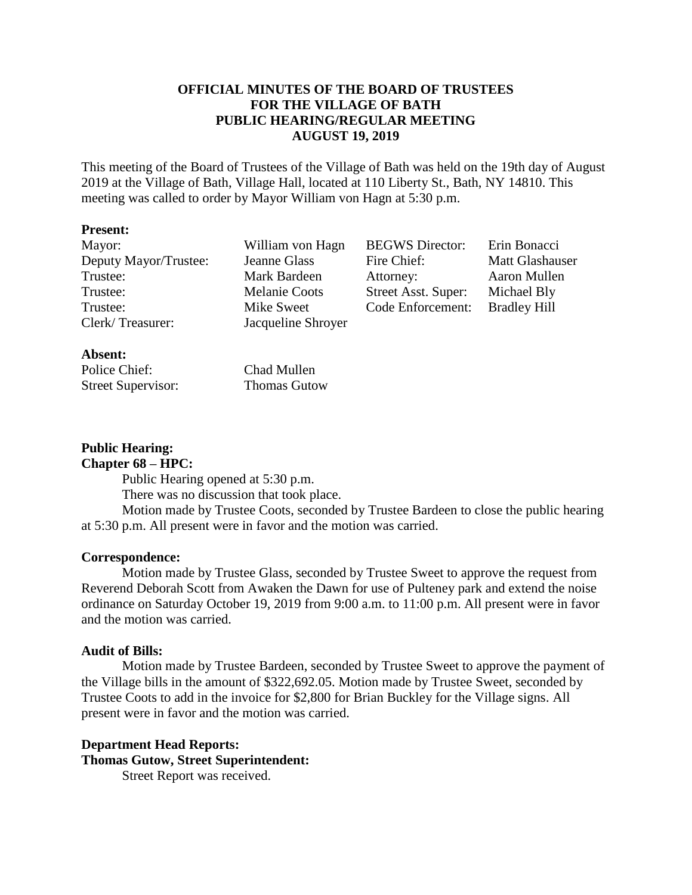**OFFICIAL MINUTES OF THE BOARD OF TRUSTEES**
**FOR THE VILLAGE OF BATH**
**PUBLIC HEARING/REGULAR MEETING**
**AUGUST 19, 2019**

This meeting of the Board of Trustees of the Village of Bath was held on the 19th day of August 2019 at the Village of Bath, Village Hall, located at 110 Liberty St., Bath, NY 14810. This meeting was called to order by Mayor William von Hagn at 5:30 p.m.

**Present:**

| | | | |
|---|---|---|---|
| Mayor: | William von Hagn | BEGWS Director: | Erin Bonacci |
| Deputy Mayor/Trustee: | Jeanne Glass | Fire Chief: | Matt Glashauser |
| Trustee: | Mark Bardeen | Attorney: | Aaron Mullen |
| Trustee: | Melanie Coots | Street Asst. Super: | Michael Bly |
| Trustee: | Mike Sweet | Code Enforcement: | Bradley Hill |
| Clerk/ Treasurer: | Jacqueline Shroyer | | |

**Absent:**

| | |
|---|---|
| Police Chief: | Chad Mullen |
| Street Supervisor: | Thomas Gutow |

**Public Hearing:**
**Chapter 68 – HPC:**

Public Hearing opened at 5:30 p.m.

There was no discussion that took place.

Motion made by Trustee Coots, seconded by Trustee Bardeen to close the public hearing at 5:30 p.m. All present were in favor and the motion was carried.

**Correspondence:**

Motion made by Trustee Glass, seconded by Trustee Sweet to approve the request from Reverend Deborah Scott from Awaken the Dawn for use of Pulteney park and extend the noise ordinance on Saturday October 19, 2019 from 9:00 a.m. to 11:00 p.m. All present were in favor and the motion was carried.

**Audit of Bills:**

Motion made by Trustee Bardeen, seconded by Trustee Sweet to approve the payment of the Village bills in the amount of $322,692.05. Motion made by Trustee Sweet, seconded by Trustee Coots to add in the invoice for $2,800 for Brian Buckley for the Village signs. All present were in favor and the motion was carried.

**Department Head Reports:**
**Thomas Gutow, Street Superintendent:**

Street Report was received.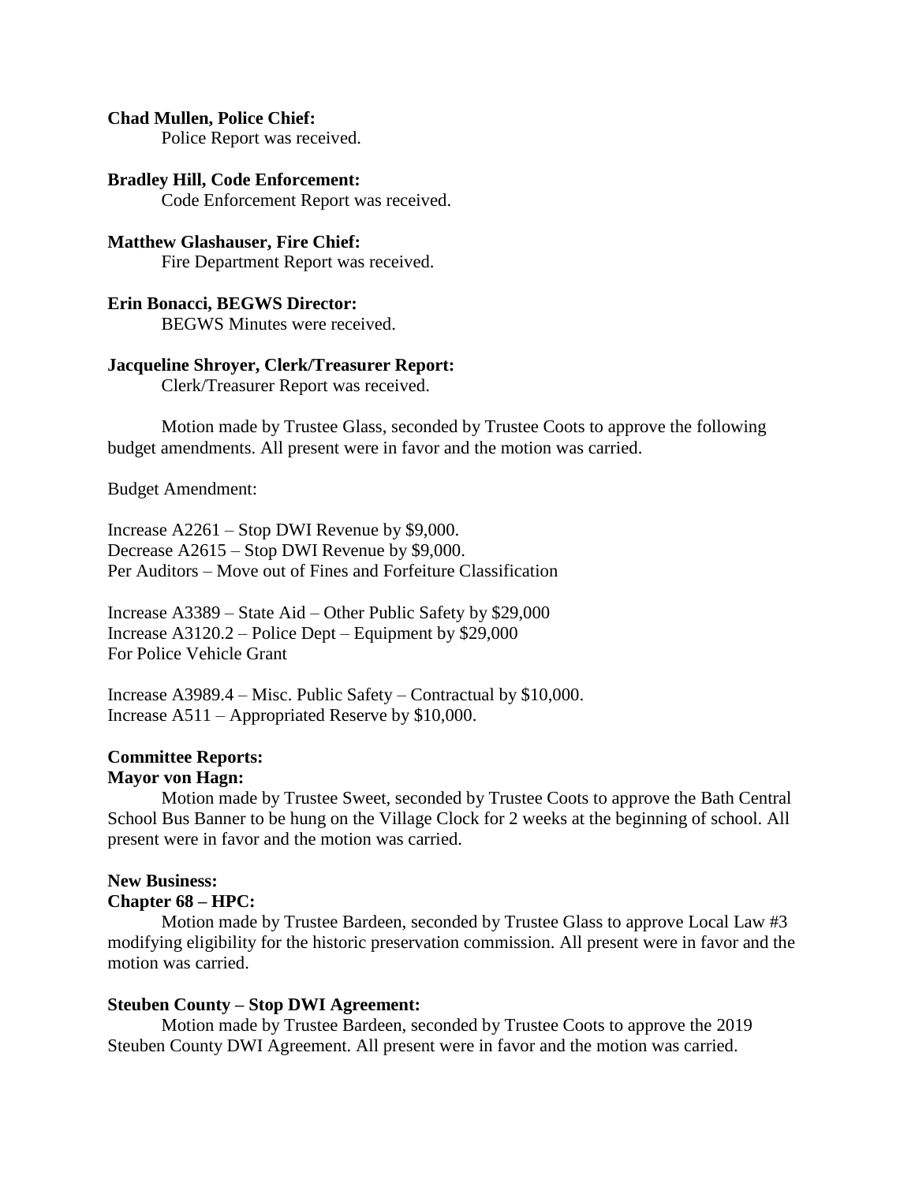**Chad Mullen, Police Chief:**

Police Report was received.

**Bradley Hill, Code Enforcement:**

Code Enforcement Report was received.

**Matthew Glashauser, Fire Chief:**

Fire Department Report was received.

**Erin Bonacci, BEGWS Director:**

BEGWS Minutes were received.

**Jacqueline Shroyer, Clerk/Treasurer Report:**

Clerk/Treasurer Report was received.

Motion made by Trustee Glass, seconded by Trustee Coots to approve the following budget amendments. All present were in favor and the motion was carried.

Budget Amendment:

Increase A2261 – Stop DWI Revenue by $9,000.
Decrease A2615 – Stop DWI Revenue by $9,000.
Per Auditors – Move out of Fines and Forfeiture Classification

Increase A3389 – State Aid – Other Public Safety by $29,000
Increase A3120.2 – Police Dept – Equipment by $29,000
For Police Vehicle Grant

Increase A3989.4 – Misc. Public Safety – Contractual by $10,000.
Increase A511 – Appropriated Reserve by $10,000.

**Committee Reports:**

**Mayor von Hagn:**

Motion made by Trustee Sweet, seconded by Trustee Coots to approve the Bath Central School Bus Banner to be hung on the Village Clock for 2 weeks at the beginning of school. All present were in favor and the motion was carried.

**New Business:**

**Chapter 68 – HPC:**

Motion made by Trustee Bardeen, seconded by Trustee Glass to approve Local Law #3 modifying eligibility for the historic preservation commission. All present were in favor and the motion was carried.

**Steuben County – Stop DWI Agreement:**

Motion made by Trustee Bardeen, seconded by Trustee Coots to approve the 2019 Steuben County DWI Agreement. All present were in favor and the motion was carried.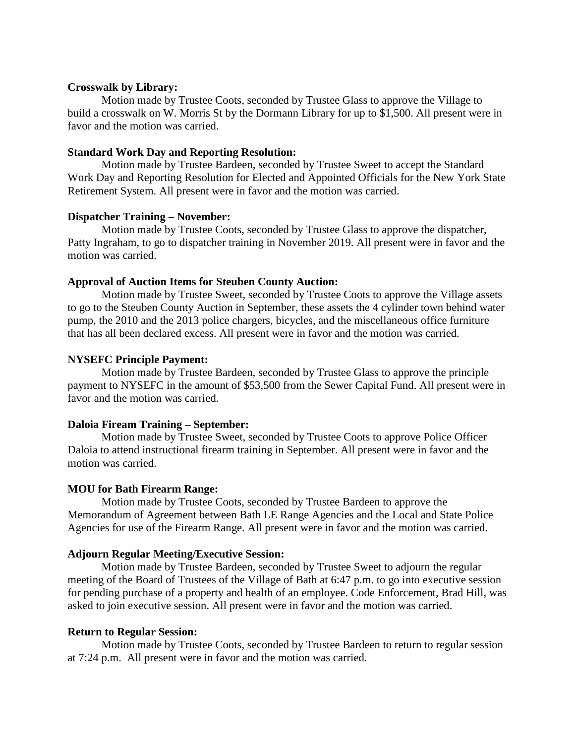**Crosswalk by Library:**

Motion made by Trustee Coots, seconded by Trustee Glass to approve the Village to build a crosswalk on W. Morris St by the Dormann Library for up to $1,500. All present were in favor and the motion was carried.

**Standard Work Day and Reporting Resolution:**

Motion made by Trustee Bardeen, seconded by Trustee Sweet to accept the Standard Work Day and Reporting Resolution for Elected and Appointed Officials for the New York State Retirement System. All present were in favor and the motion was carried.

**Dispatcher Training – November:**

Motion made by Trustee Coots, seconded by Trustee Glass to approve the dispatcher, Patty Ingraham, to go to dispatcher training in November 2019. All present were in favor and the motion was carried.

**Approval of Auction Items for Steuben County Auction:**

Motion made by Trustee Sweet, seconded by Trustee Coots to approve the Village assets to go to the Steuben County Auction in September, these assets the 4 cylinder town behind water pump, the 2010 and the 2013 police chargers, bicycles, and the miscellaneous office furniture that has all been declared excess. All present were in favor and the motion was carried.

**NYSEFC Principle Payment:**

Motion made by Trustee Bardeen, seconded by Trustee Glass to approve the principle payment to NYSEFC in the amount of $53,500 from the Sewer Capital Fund. All present were in favor and the motion was carried.

**Daloia Fiream Training – September:**

Motion made by Trustee Sweet, seconded by Trustee Coots to approve Police Officer Daloia to attend instructional firearm training in September. All present were in favor and the motion was carried.

**MOU for Bath Firearm Range:**

Motion made by Trustee Coots, seconded by Trustee Bardeen to approve the Memorandum of Agreement between Bath LE Range Agencies and the Local and State Police Agencies for use of the Firearm Range. All present were in favor and the motion was carried.

**Adjourn Regular Meeting/Executive Session:**

Motion made by Trustee Bardeen, seconded by Trustee Sweet to adjourn the regular meeting of the Board of Trustees of the Village of Bath at 6:47 p.m. to go into executive session for pending purchase of a property and health of an employee. Code Enforcement, Brad Hill, was asked to join executive session. All present were in favor and the motion was carried.

**Return to Regular Session:**

Motion made by Trustee Coots, seconded by Trustee Bardeen to return to regular session at 7:24 p.m. All present were in favor and the motion was carried.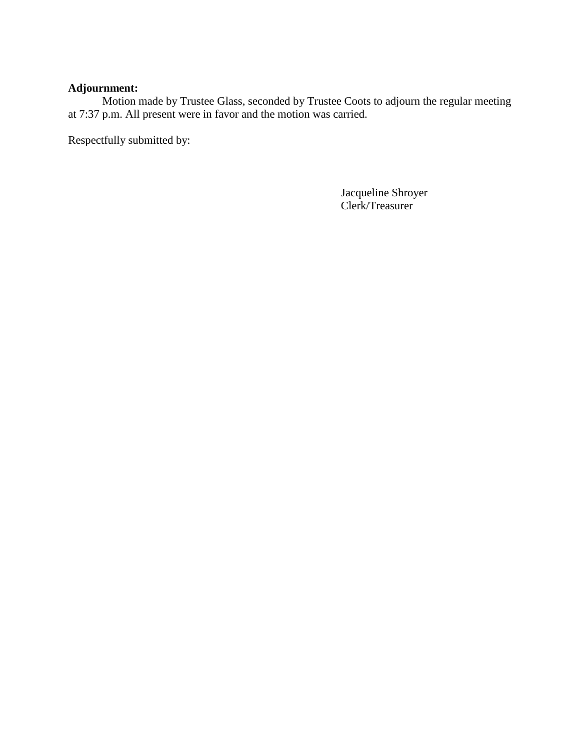**Adjournment:**

Motion made by Trustee Glass, seconded by Trustee Coots to adjourn the regular meeting at 7:37 p.m. All present were in favor and the motion was carried.

Respectfully submitted by:

Jacqueline Shroyer
Clerk/Treasurer